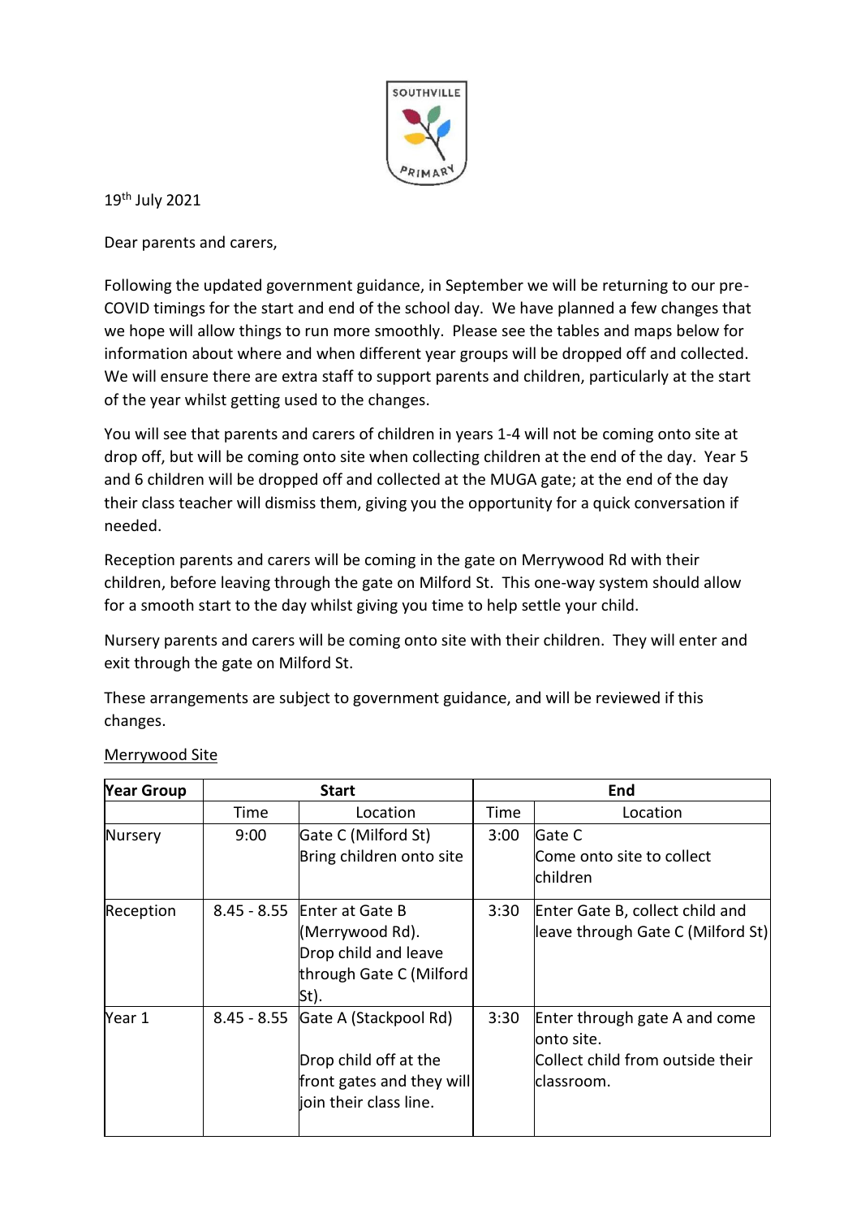SOUTHVILLE PRIMARY

19th July 2021

Dear parents and carers,

Following the updated government guidance, in September we will be returning to our pre-COVID timings for the start and end of the school day. We have planned a few changes that we hope will allow things to run more smoothly. Please see the tables and maps below for information about where and when different year groups will be dropped off and collected. We will ensure there are extra staff to support parents and children, particularly at the start of the year whilst getting used to the changes.

You will see that parents and carers of children in years 1-4 will not be coming onto site at drop off, but will be coming onto site when collecting children at the end of the day. Year 5 and 6 children will be dropped off and collected at the MUGA gate; at the end of the day their class teacher will dismiss them, giving you the opportunity for a quick conversation if needed.

Reception parents and carers will be coming in the gate on Merrywood Rd with their children, before leaving through the gate on Milford St. This one-way system should allow for a smooth start to the day whilst giving you time to help settle your child.

Nursery parents and carers will be coming onto site with their children. They will enter and exit through the gate on Milford St.

These arrangements are subject to government guidance, and will be reviewed if this changes.

<u>Merrywood Site</u>

| Year Group | Start | | End | |
|---|---|---|---|---|
| | Time | Location | Time | Location |
| Nursery | 9:00 | Gate C (Milford St)<br>Bring children onto site | 3:00 | Gate C<br>Come onto site to collect children |
| Reception | 8.45 - 8.55 | Enter at Gate B (Merrywood Rd).<br>Drop child and leave through Gate C (Milford St). | 3:30 | Enter Gate B, collect child and leave through Gate C (Milford St) |
| Year 1 | 8.45 - 8.55 | Gate A (Stackpool Rd)<br><br>Drop child off at the front gates and they will join their class line. | 3:30 | Enter through gate A and come onto site.<br>Collect child from outside their classroom. |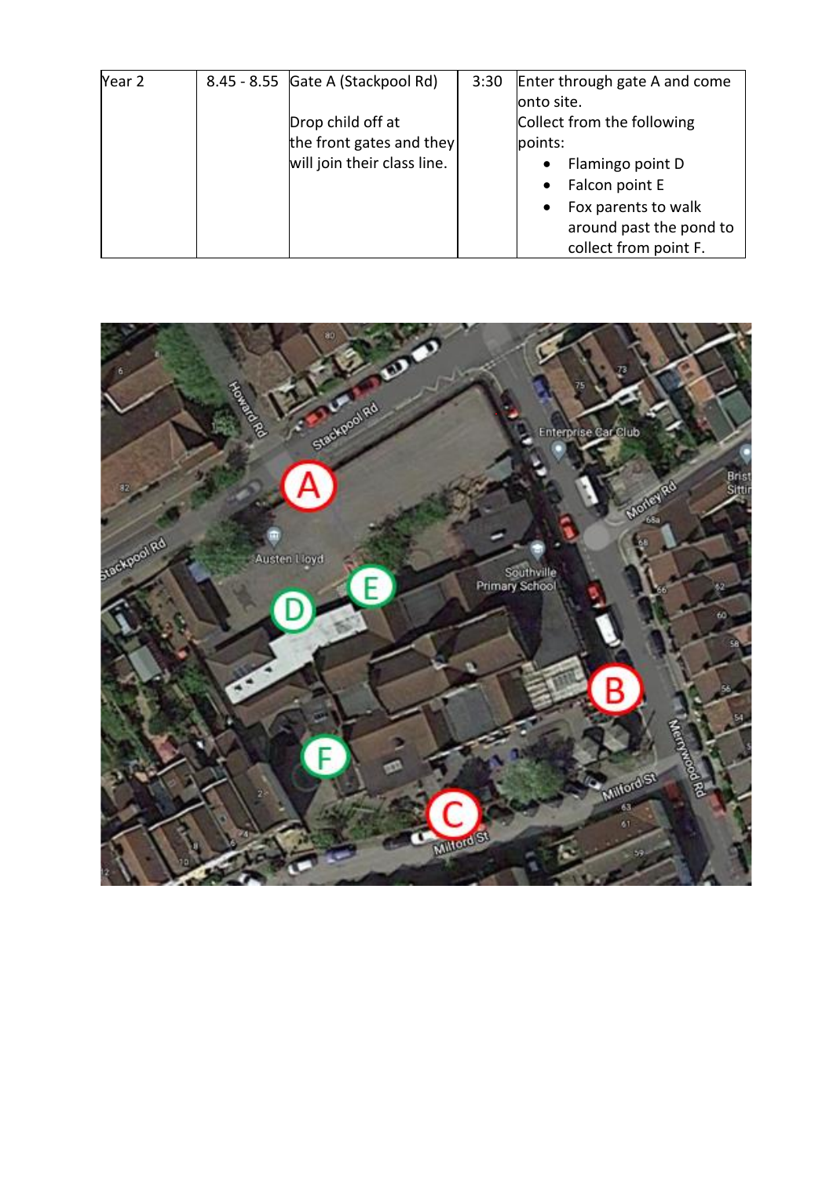| Year 2 | 8.45 - 8.55 | Gate A (Stackpool Rd)<br><br>Drop child off at the front gates and they will join their class line. | 3:30 | Enter through gate A and come onto site.<br>Collect from the following points:<br>• Flamingo point D<br>• Falcon point E<br>• Fox parents to walk around past the pond to collect from point F. |
|---|---|---|---|---|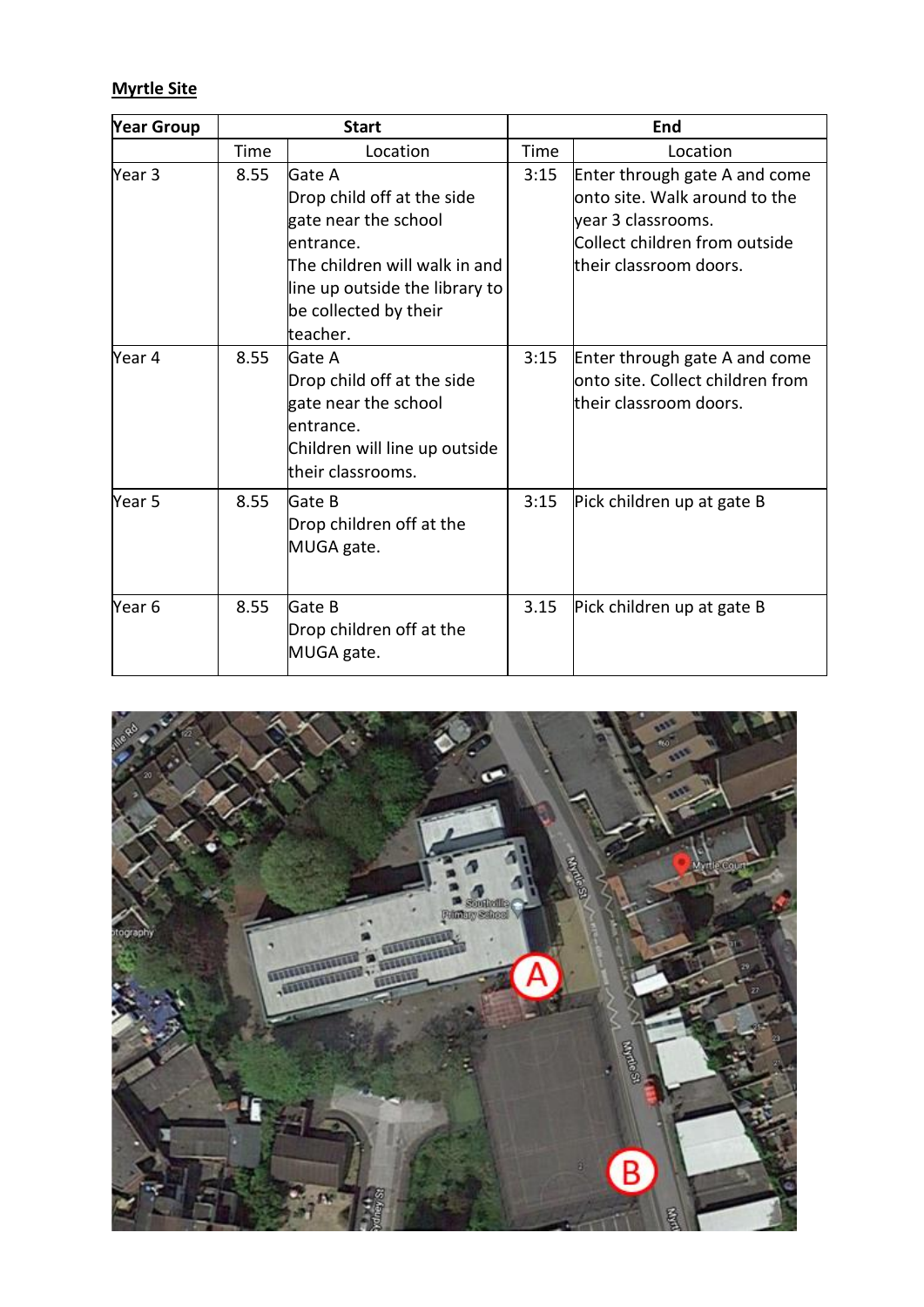**Myrtle Site**

| Year Group | Start | | End | |
|---|---|---|---|---|
| | Time | Location | Time | Location |
| Year 3 | 8.55 | Gate A<br>Drop child off at the side gate near the school entrance.<br>The children will walk in and line up outside the library to be collected by their teacher. | 3:15 | Enter through gate A and come onto site. Walk around to the year 3 classrooms.<br>Collect children from outside their classroom doors. |
| Year 4 | 8.55 | Gate A<br>Drop child off at the side gate near the school entrance.<br>Children will line up outside their classrooms. | 3:15 | Enter through gate A and come onto site. Collect children from their classroom doors. |
| Year 5 | 8.55 | Gate B<br>Drop children off at the MUGA gate. | 3:15 | Pick children up at gate B |
| Year 6 | 8.55 | Gate B<br>Drop children off at the MUGA gate. | 3.15 | Pick children up at gate B |